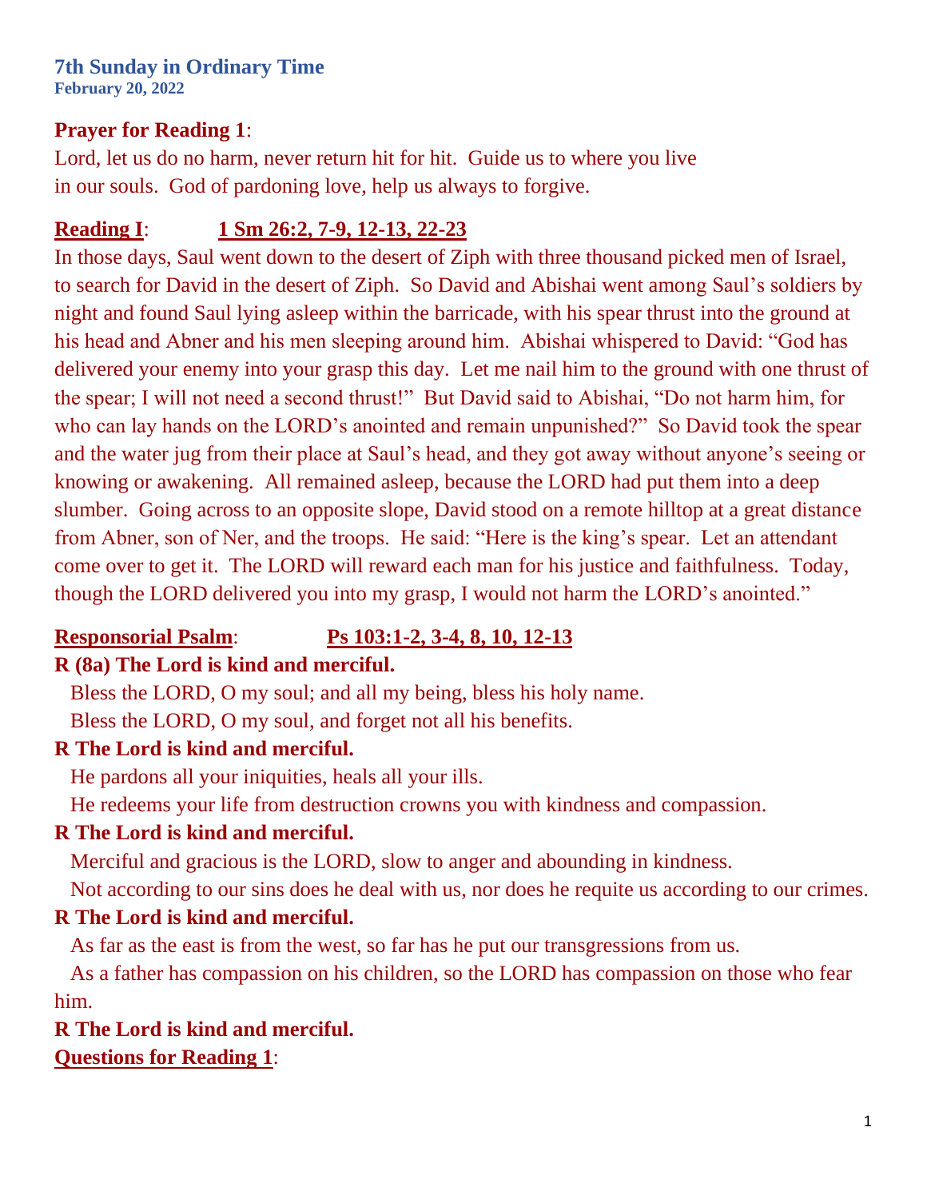# 7th Sunday in Ordinary Time

**February 20, 2022**

**Prayer for Reading 1**:

Lord, let us do no harm, never return hit for hit. Guide us to where you live in our souls. God of pardoning love, help us always to forgive.

**Reading I**: **1 Sm 26:2, 7-9, 12-13, 22-23**

In those days, Saul went down to the desert of Ziph with three thousand picked men of Israel, to search for David in the desert of Ziph. So David and Abishai went among Saul's soldiers by night and found Saul lying asleep within the barricade, with his spear thrust into the ground at his head and Abner and his men sleeping around him. Abishai whispered to David: "God has delivered your enemy into your grasp this day. Let me nail him to the ground with one thrust of the spear; I will not need a second thrust!" But David said to Abishai, "Do not harm him, for who can lay hands on the LORD's anointed and remain unpunished?" So David took the spear and the water jug from their place at Saul's head, and they got away without anyone's seeing or knowing or awakening. All remained asleep, because the LORD had put them into a deep slumber. Going across to an opposite slope, David stood on a remote hilltop at a great distance from Abner, son of Ner, and the troops. He said: "Here is the king's spear. Let an attendant come over to get it. The LORD will reward each man for his justice and faithfulness. Today, though the LORD delivered you into my grasp, I would not harm the LORD's anointed."

**Responsorial Psalm**: **Ps 103:1-2, 3-4, 8, 10, 12-13**

**R (8a) The Lord is kind and merciful.**

Bless the LORD, O my soul; and all my being, bless his holy name.
Bless the LORD, O my soul, and forget not all his benefits.

**R The Lord is kind and merciful.**

He pardons all your iniquities, heals all your ills.
He redeems your life from destruction crowns you with kindness and compassion.

**R The Lord is kind and merciful.**

Merciful and gracious is the LORD, slow to anger and abounding in kindness.
Not according to our sins does he deal with us, nor does he requite us according to our crimes.

**R The Lord is kind and merciful.**

As far as the east is from the west, so far has he put our transgressions from us.
As a father has compassion on his children, so the LORD has compassion on those who fear him.

**R The Lord is kind and merciful.**

**Questions for Reading 1**: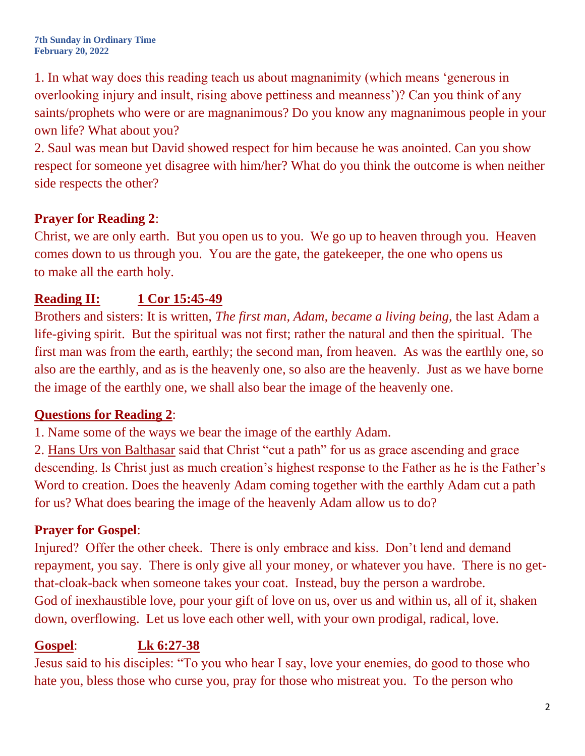1. In what way does this reading teach us about magnanimity (which means 'generous in overlooking injury and insult, rising above pettiness and meanness')? Can you think of any saints/prophets who were or are magnanimous? Do you know any magnanimous people in your own life? What about you?
2. Saul was mean but David showed respect for him because he was anointed. Can you show respect for someone yet disagree with him/her? What do you think the outcome is when neither side respects the other?

**Prayer for Reading 2**:
Christ, we are only earth. But you open us to you. We go up to heaven through you. Heaven comes down to us through you. You are the gate, the gatekeeper, the one who opens us to make all the earth holy.

**Reading II: 1 Cor 15:45-49**
Brothers and sisters: It is written, *The first man, Adam, became a living being,* the last Adam a life-giving spirit. But the spiritual was not first; rather the natural and then the spiritual. The first man was from the earth, earthly; the second man, from heaven. As was the earthly one, so also are the earthly, and as is the heavenly one, so also are the heavenly. Just as we have borne the image of the earthly one, we shall also bear the image of the heavenly one.

**Questions for Reading 2**:
1. Name some of the ways we bear the image of the earthly Adam.
2. Hans Urs von Balthasar said that Christ "cut a path" for us as grace ascending and grace descending. Is Christ just as much creation's highest response to the Father as he is the Father's Word to creation. Does the heavenly Adam coming together with the earthly Adam cut a path for us? What does bearing the image of the heavenly Adam allow us to do?

**Prayer for Gospel**:
Injured? Offer the other cheek. There is only embrace and kiss. Don't lend and demand repayment, you say. There is only give all your money, or whatever you have. There is no get-that-cloak-back when someone takes your coat. Instead, buy the person a wardrobe.
God of inexhaustible love, pour your gift of love on us, over us and within us, all of it, shaken down, overflowing. Let us love each other well, with your own prodigal, radical, love.

**Gospel: Lk 6:27-38**
Jesus said to his disciples: "To you who hear I say, love your enemies, do good to those who hate you, bless those who curse you, pray for those who mistreat you. To the person who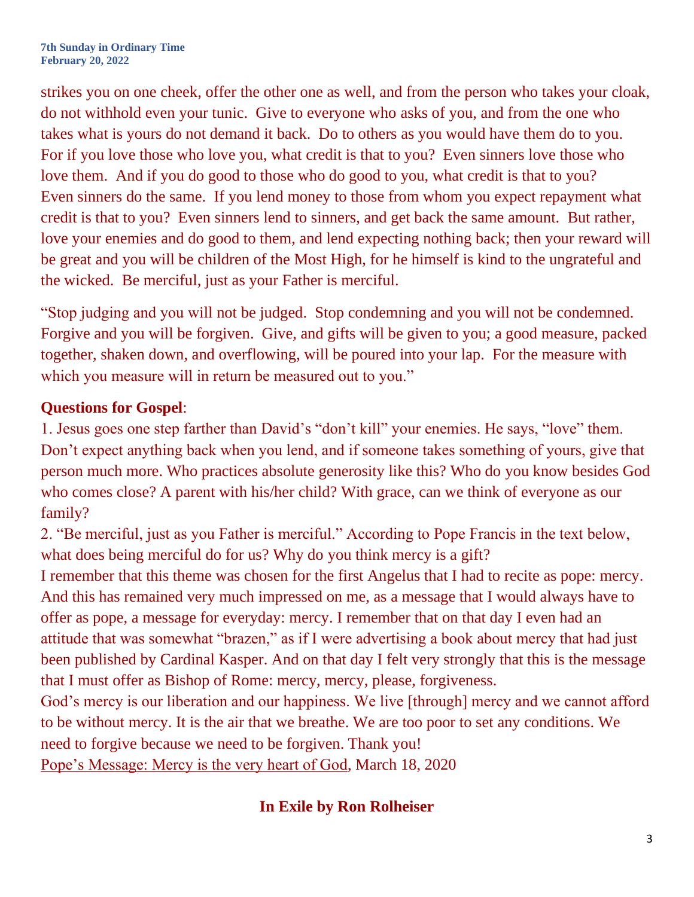strikes you on one cheek, offer the other one as well, and from the person who takes your cloak, do not withhold even your tunic. Give to everyone who asks of you, and from the one who takes what is yours do not demand it back. Do to others as you would have them do to you. For if you love those who love you, what credit is that to you? Even sinners love those who love them. And if you do good to those who do good to you, what credit is that to you? Even sinners do the same. If you lend money to those from whom you expect repayment what credit is that to you? Even sinners lend to sinners, and get back the same amount. But rather, love your enemies and do good to them, and lend expecting nothing back; then your reward will be great and you will be children of the Most High, for he himself is kind to the ungrateful and the wicked. Be merciful, just as your Father is merciful.

"Stop judging and you will not be judged. Stop condemning and you will not be condemned. Forgive and you will be forgiven. Give, and gifts will be given to you; a good measure, packed together, shaken down, and overflowing, will be poured into your lap. For the measure with which you measure will in return be measured out to you."

**Questions for Gospel**:

1. Jesus goes one step farther than David's "don't kill" your enemies. He says, "love" them. Don't expect anything back when you lend, and if someone takes something of yours, give that person much more. Who practices absolute generosity like this? Who do you know besides God who comes close? A parent with his/her child? With grace, can we think of everyone as our family?
2. "Be merciful, just as you Father is merciful." According to Pope Francis in the text below, what does being merciful do for us? Why do you think mercy is a gift?

I remember that this theme was chosen for the first Angelus that I had to recite as pope: mercy. And this has remained very much impressed on me, as a message that I would always have to offer as pope, a message for everyday: mercy. I remember that on that day I even had an attitude that was somewhat "brazen," as if I were advertising a book about mercy that had just been published by Cardinal Kasper. And on that day I felt very strongly that this is the message that I must offer as Bishop of Rome: mercy, mercy, please, forgiveness.

God's mercy is our liberation and our happiness. We live [through] mercy and we cannot afford to be without mercy. It is the air that we breathe. We are too poor to set any conditions. We need to forgive because we need to be forgiven. Thank you!

Pope's Message: Mercy is the very heart of God, March 18, 2020

## In Exile by Ron Rolheiser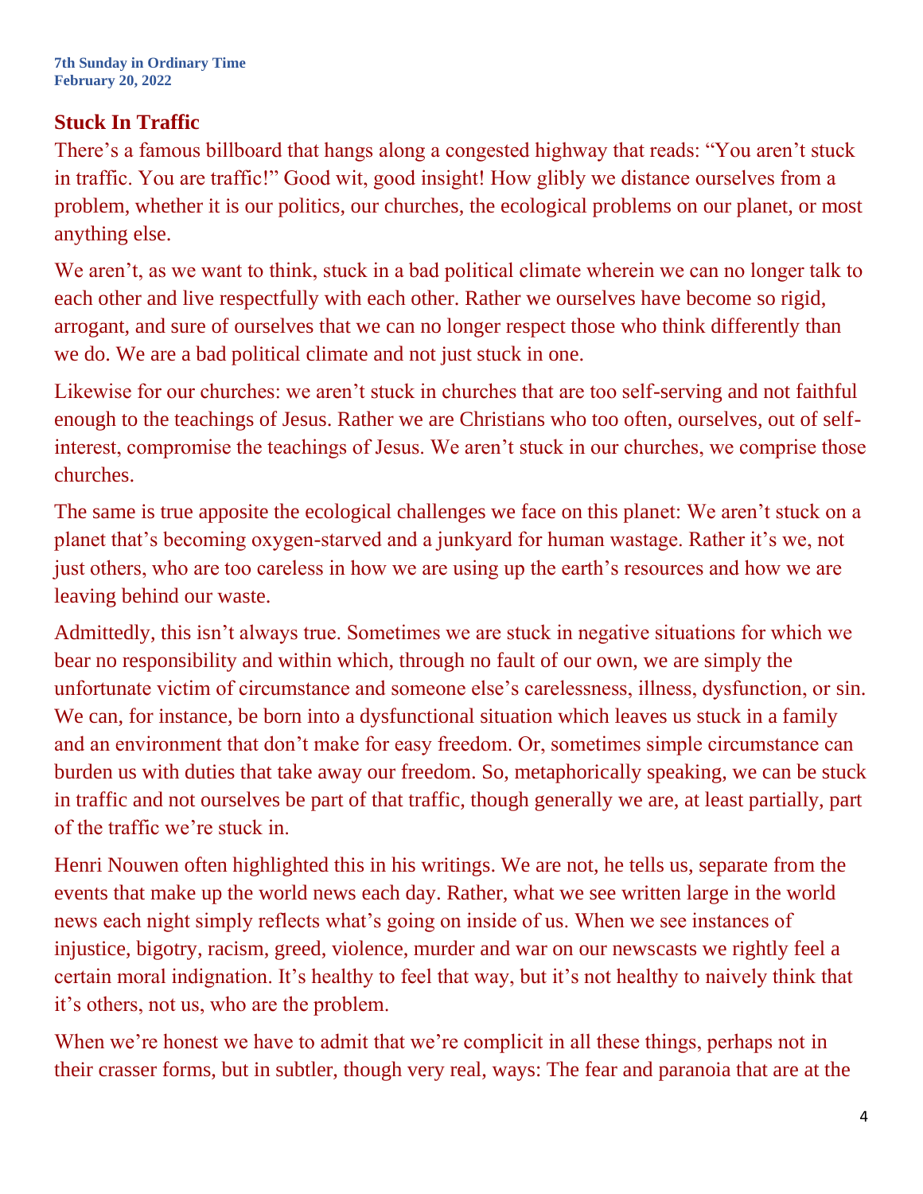**7th Sunday in Ordinary Time**
**February 20, 2022**

## Stuck In Traffic

There's a famous billboard that hangs along a congested highway that reads: "You aren't stuck in traffic. You are traffic!" Good wit, good insight! How glibly we distance ourselves from a problem, whether it is our politics, our churches, the ecological problems on our planet, or most anything else.

We aren't, as we want to think, stuck in a bad political climate wherein we can no longer talk to each other and live respectfully with each other. Rather we ourselves have become so rigid, arrogant, and sure of ourselves that we can no longer respect those who think differently than we do. We are a bad political climate and not just stuck in one.

Likewise for our churches: we aren't stuck in churches that are too self-serving and not faithful enough to the teachings of Jesus. Rather we are Christians who too often, ourselves, out of self-interest, compromise the teachings of Jesus. We aren't stuck in our churches, we comprise those churches.

The same is true apposite the ecological challenges we face on this planet: We aren't stuck on a planet that's becoming oxygen-starved and a junkyard for human wastage. Rather it's we, not just others, who are too careless in how we are using up the earth's resources and how we are leaving behind our waste.

Admittedly, this isn't always true. Sometimes we are stuck in negative situations for which we bear no responsibility and within which, through no fault of our own, we are simply the unfortunate victim of circumstance and someone else's carelessness, illness, dysfunction, or sin. We can, for instance, be born into a dysfunctional situation which leaves us stuck in a family and an environment that don't make for easy freedom. Or, sometimes simple circumstance can burden us with duties that take away our freedom. So, metaphorically speaking, we can be stuck in traffic and not ourselves be part of that traffic, though generally we are, at least partially, part of the traffic we're stuck in.

Henri Nouwen often highlighted this in his writings. We are not, he tells us, separate from the events that make up the world news each day. Rather, what we see written large in the world news each night simply reflects what's going on inside of us. When we see instances of injustice, bigotry, racism, greed, violence, murder and war on our newscasts we rightly feel a certain moral indignation. It's healthy to feel that way, but it's not healthy to naively think that it's others, not us, who are the problem.

When we're honest we have to admit that we're complicit in all these things, perhaps not in their crasser forms, but in subtler, though very real, ways: The fear and paranoia that are at the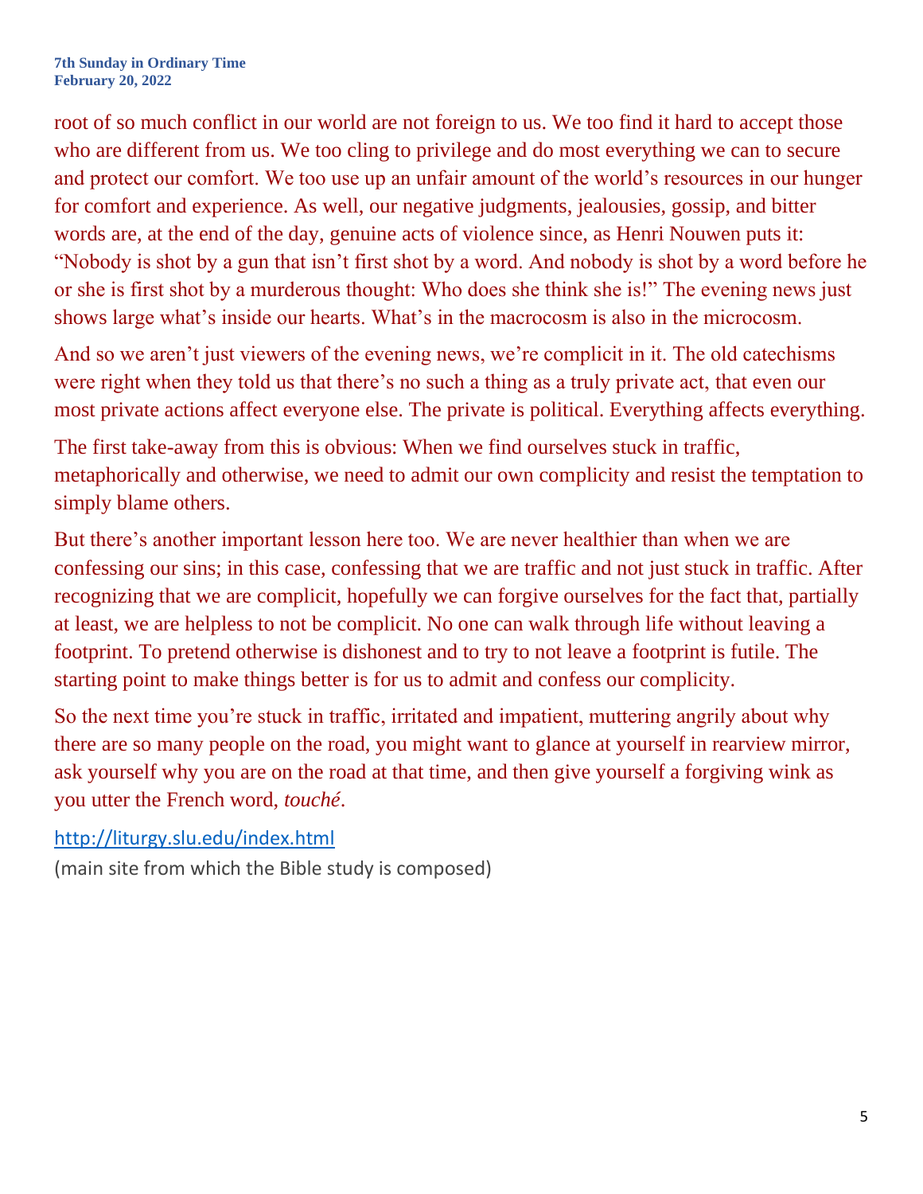root of so much conflict in our world are not foreign to us. We too find it hard to accept those who are different from us. We too cling to privilege and do most everything we can to secure and protect our comfort. We too use up an unfair amount of the world's resources in our hunger for comfort and experience. As well, our negative judgments, jealousies, gossip, and bitter words are, at the end of the day, genuine acts of violence since, as Henri Nouwen puts it: "Nobody is shot by a gun that isn't first shot by a word. And nobody is shot by a word before he or she is first shot by a murderous thought: Who does she think she is!" The evening news just shows large what's inside our hearts. What's in the macrocosm is also in the microcosm.

And so we aren't just viewers of the evening news, we're complicit in it. The old catechisms were right when they told us that there's no such a thing as a truly private act, that even our most private actions affect everyone else. The private is political. Everything affects everything.

The first take-away from this is obvious: When we find ourselves stuck in traffic, metaphorically and otherwise, we need to admit our own complicity and resist the temptation to simply blame others.

But there's another important lesson here too. We are never healthier than when we are confessing our sins; in this case, confessing that we are traffic and not just stuck in traffic. After recognizing that we are complicit, hopefully we can forgive ourselves for the fact that, partially at least, we are helpless to not be complicit. No one can walk through life without leaving a footprint. To pretend otherwise is dishonest and to try to not leave a footprint is futile. The starting point to make things better is for us to admit and confess our complicity.

So the next time you're stuck in traffic, irritated and impatient, muttering angrily about why there are so many people on the road, you might want to glance at yourself in rearview mirror, ask yourself why you are on the road at that time, and then give yourself a forgiving wink as you utter the French word, *touché*.

http://liturgy.slu.edu/index.html

(main site from which the Bible study is composed)